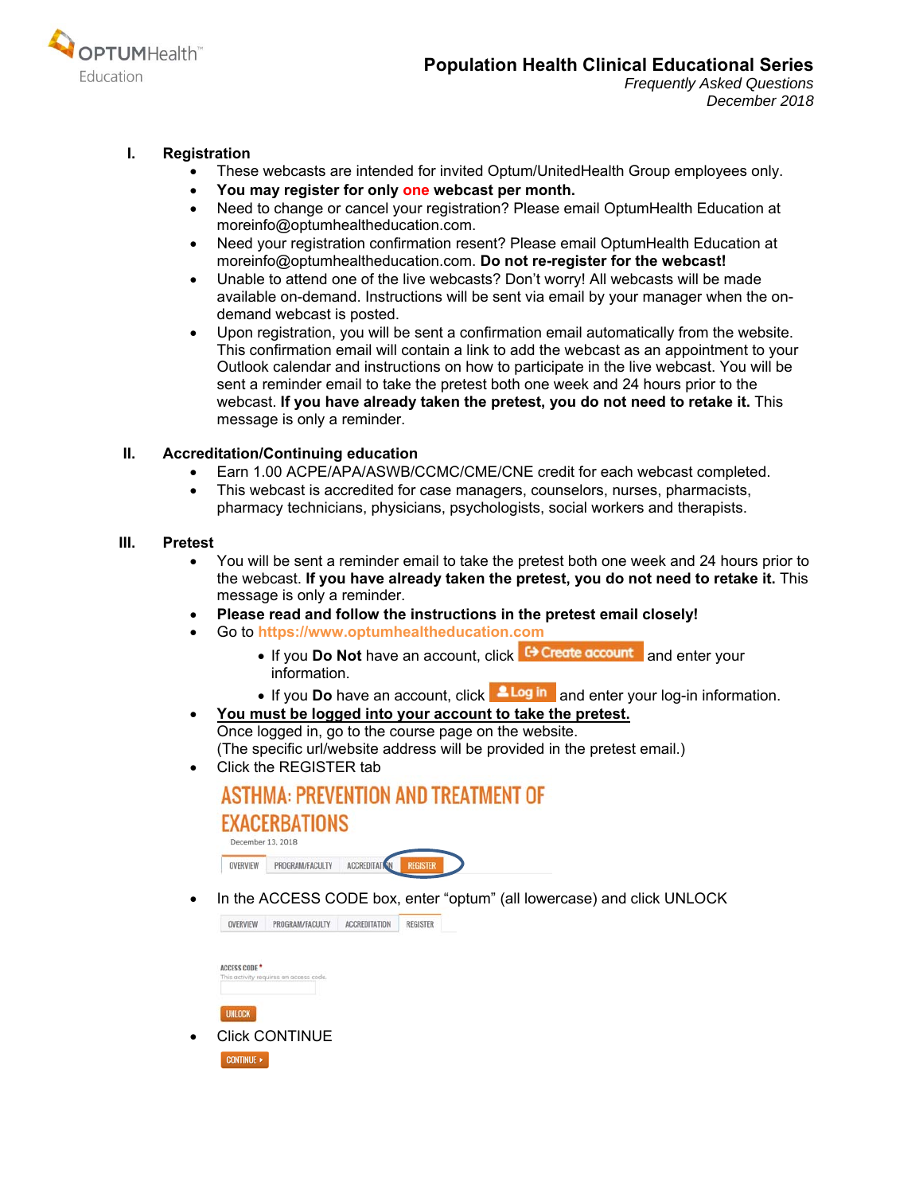OPTUMHealth™ Education

# Population Health Clinical Educational Series

*Frequently Asked Questions*
*December 2018*

## I. Registration

- These webcasts are intended for invited Optum/UnitedHealth Group employees only.
- **You may register for only one webcast per month.**
- Need to change or cancel your registration? Please email OptumHealth Education at moreinfo@optumhealtheducation.com.
- Need your registration confirmation resent? Please email OptumHealth Education at moreinfo@optumhealtheducation.com. **Do not re-register for the webcast!**
- Unable to attend one of the live webcasts? Don't worry! All webcasts will be made available on-demand. Instructions will be sent via email by your manager when the on-demand webcast is posted.
- Upon registration, you will be sent a confirmation email automatically from the website. This confirmation email will contain a link to add the webcast as an appointment to your Outlook calendar and instructions on how to participate in the live webcast. You will be sent a reminder email to take the pretest both one week and 24 hours prior to the webcast. **If you have already taken the pretest, you do not need to retake it.** This message is only a reminder.

## II. Accreditation/Continuing education

- Earn 1.00 ACPE/APA/ASWB/CCMC/CME/CNE credit for each webcast completed.
- This webcast is accredited for case managers, counselors, nurses, pharmacists, pharmacy technicians, physicians, psychologists, social workers and therapists.

## III. Pretest

- You will be sent a reminder email to take the pretest both one week and 24 hours prior to the webcast. **If you have already taken the pretest, you do not need to retake it.** This message is only a reminder.
- **Please read and follow the instructions in the pretest email closely!**
- Go to https://www.optumhealtheducation.com
  - If you **Do Not** have an account, click **Create account** and enter your information.
  - If you **Do** have an account, click **Log in** and enter your log-in information.
- **<u>You must be logged into your account to take the pretest.</u>**
  Once logged in, go to the course page on the website.
  (The specific url/website address will be provided in the pretest email.)
- Click the REGISTER tab

  ASTHMA: PREVENTION AND TREATMENT OF EXACERBATIONS
  December 13, 2018
  OVERVIEW | PROGRAM/FACULTY | ACCREDITATION | REGISTER

- In the ACCESS CODE box, enter "optum" (all lowercase) and click UNLOCK

  OVERVIEW | PROGRAM/FACULTY | ACCREDITATION | REGISTER

  ACCESS CODE *
  This activity requires an access code.

  UNLOCK

- Click CONTINUE

  CONTINUE ▸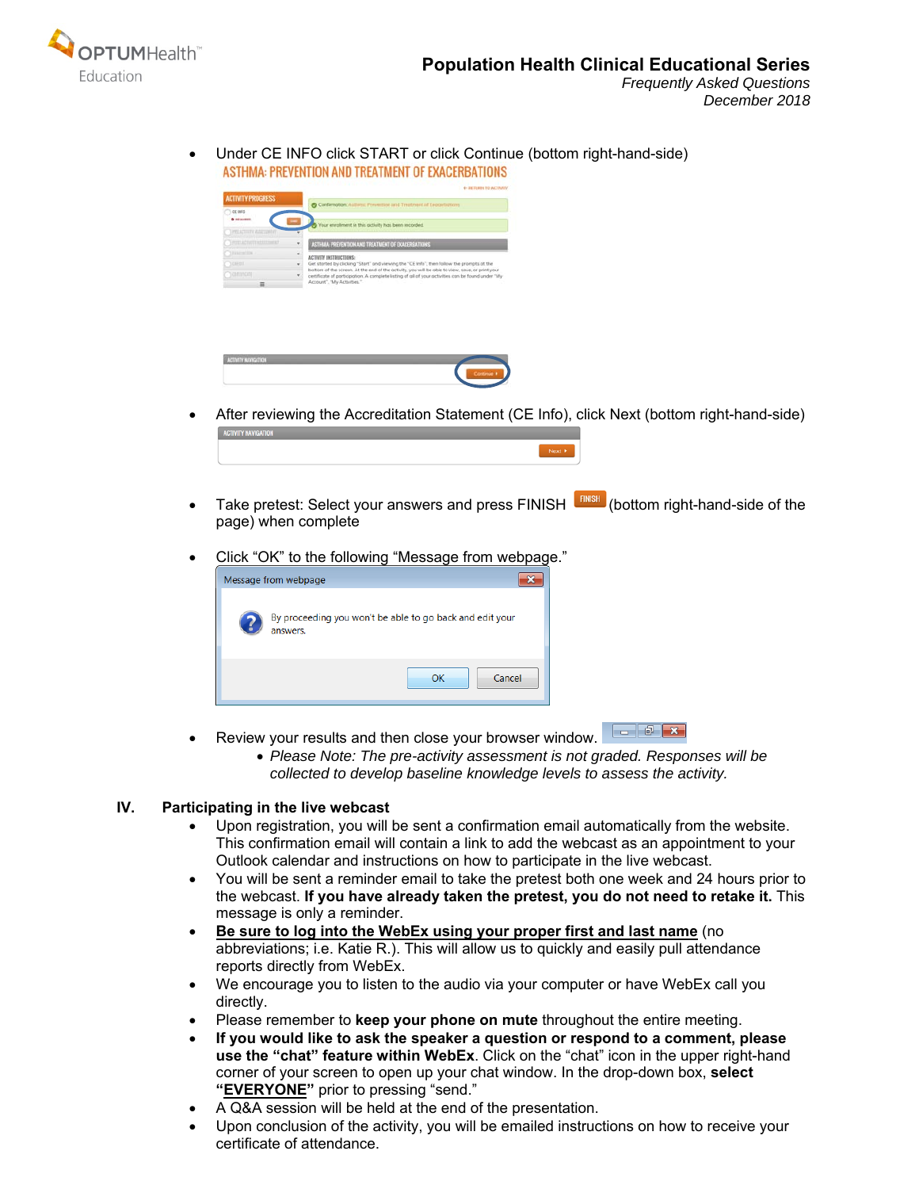- Under CE INFO click START or click Continue (bottom right-hand-side)

- After reviewing the Accreditation Statement (CE Info), click Next (bottom right-hand-side)

- Take pretest: Select your answers and press FINISH (bottom right-hand-side of the page) when complete

- Click "OK" to the following "Message from webpage."

- Review your results and then close your browser window.
    - *Please Note: The pre-activity assessment is not graded. Responses will be collected to develop baseline knowledge levels to assess the activity.*

## IV. Participating in the live webcast

- Upon registration, you will be sent a confirmation email automatically from the website. This confirmation email will contain a link to add the webcast as an appointment to your Outlook calendar and instructions on how to participate in the live webcast.
- You will be sent a reminder email to take the pretest both one week and 24 hours prior to the webcast. **If you have already taken the pretest, you do not need to retake it.** This message is only a reminder.
- **<u>Be sure to log into the WebEx using your proper first and last name</u>** (no abbreviations; i.e. Katie R.). This will allow us to quickly and easily pull attendance reports directly from WebEx.
- We encourage you to listen to the audio via your computer or have WebEx call you directly.
- Please remember to **keep your phone on mute** throughout the entire meeting.
- **If you would like to ask the speaker a question or respond to a comment, please use the "chat" feature within WebEx**. Click on the "chat" icon in the upper right-hand corner of your screen to open up your chat window. In the drop-down box, **select "<u>EVERYONE</u>"** prior to pressing "send."
- A Q&A session will be held at the end of the presentation.
- Upon conclusion of the activity, you will be emailed instructions on how to receive your certificate of attendance.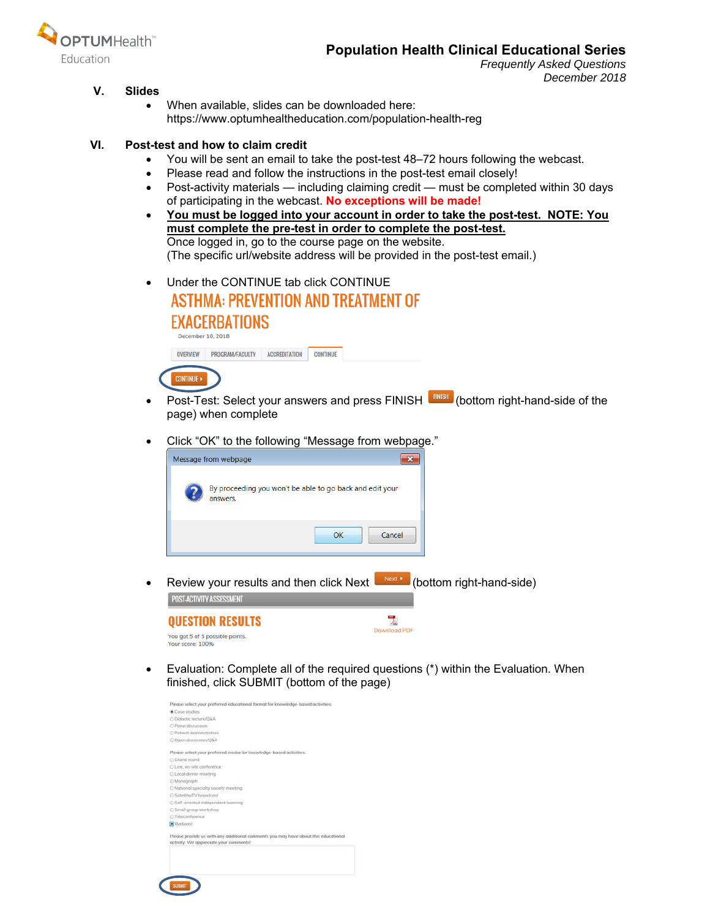## V. Slides

- When available, slides can be downloaded here: https://www.optumhealtheducation.com/population-health-reg

## VI. Post-test and how to claim credit

- You will be sent an email to take the post-test 48–72 hours following the webcast.
- Please read and follow the instructions in the post-test email closely!
- Post-activity materials — including claiming credit — must be completed within 30 days of participating in the webcast. **No exceptions will be made!**
- **You must be logged into your account in order to take the post-test. NOTE: You must complete the pre-test in order to complete the post-test.**
  Once logged in, go to the course page on the website.
  (The specific url/website address will be provided in the post-test email.)

- Under the CONTINUE tab click CONTINUE

  ASTHMA: PREVENTION AND TREATMENT OF EXACERBATIONS

  December 10, 2018

  OVERVIEW | PROGRAM/FACULTY | ACCREDITATION | CONTINUE

  CONTINUE ▸

- Post-Test: Select your answers and press FINISH (bottom right-hand-side of the page) when complete

- Click "OK" to the following "Message from webpage."

  Message from webpage

  By proceeding you won't be able to go back and edit your answers.

  OK | Cancel

- Review your results and then click Next (bottom right-hand-side)

  POST-ACTIVITY ASSESSMENT

  QUESTION RESULTS

  Download PDF

  You got 5 of 5 possible points.
  Your score: 100%

- Evaluation: Complete all of the required questions (*) within the Evaluation. When finished, click SUBMIT (bottom of the page)

  Please select your preferred educational format for knowledge-based activities.
  - Case studies
  - Didactic lecture/Q&A
  - Panel discussion
  - Patient demonstration
  - Open discussion/Q&A

  Please select your preferred media for knowledge-based activities.
  - Grand round
  - Live, on-site conference
  - Local dinner meeting
  - Monograph
  - National specialty society meeting
  - Satellite/TV broadcast
  - Self-directed independent learning
  - Small group workshop
  - Teleconference
  - Webcast

  Please provide us with any additional comments you may have about this educational activity. We appreciate your comments!

  SUBMIT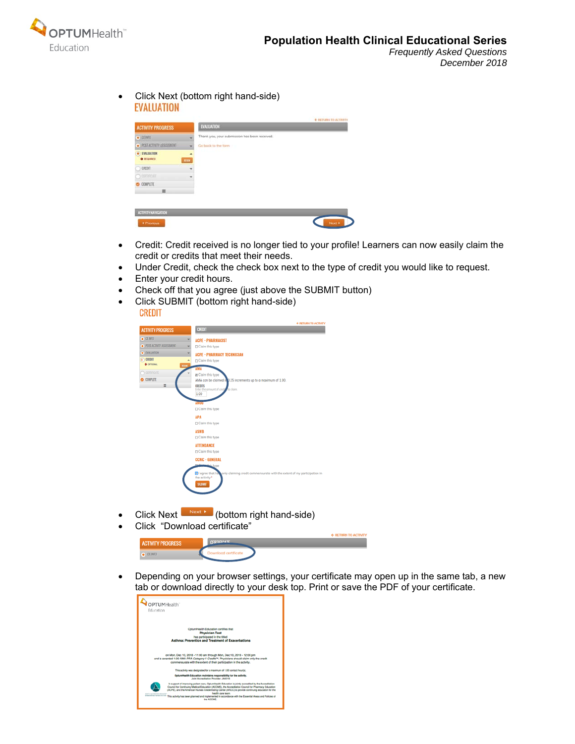- Click Next (bottom right hand-side)

EVALUATION

- Credit: Credit received is no longer tied to your profile! Learners can now easily claim the credit or credits that meet their needs.
- Under Credit, check the check box next to the type of credit you would like to request.
- Enter your credit hours.
- Check off that you agree (just above the SUBMIT button)
- Click SUBMIT (bottom right hand-side)

CREDIT

- Click Next (bottom right hand-side)
- Click "Download certificate"
- Depending on your browser settings, your certificate may open up in the same tab, a new tab or download directly to your desk top. Print or save the PDF of your certificate.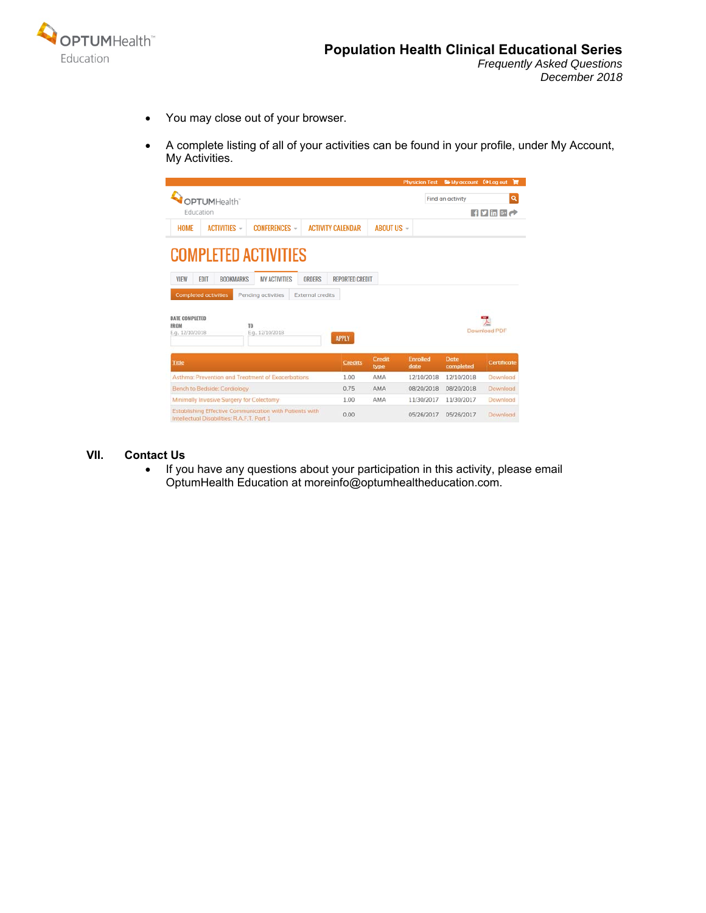- You may close out of your browser.
- A complete listing of all of your activities can be found in your profile, under My Account, My Activities.

Physician Test | My account | Log out

OPTUMHealth Education

Find an activity

HOME | ACTIVITIES | CONFERENCES | ACTIVITY CALENDAR | ABOUT US

COMPLETED ACTIVITIES

VIEW | EDIT | BOOKMARKS | MY ACTIVITIES | ORDERS | REPORTED CREDIT

Completed activities | Pending activities | External credits

DATE COMPLETED
FROM
E.g. 12/10/2018
TO
E.g. 12/10/2018
APPLY

Download PDF

| Title | Credits | Credit type | Enrolled date | Date completed | Certificate |
|---|---|---|---|---|---|
| Asthma: Prevention and Treatment of Exacerbations | 1.00 | AMA | 12/10/2018 | 12/10/2018 | Download |
| Bench to Bedside: Cardiology | 0.75 | AMA | 08/20/2018 | 08/20/2018 | Download |
| Minimally Invasive Surgery for Colectomy | 1.00 | AMA | 11/30/2017 | 11/30/2017 | Download |
| Establishing Effective Communication with Patients with Intellectual Disabilities: R.A.F.T. Part 1 | 0.00 | | 05/26/2017 | 05/26/2017 | Download |

## VII. Contact Us

- If you have any questions about your participation in this activity, please email OptumHealth Education at moreinfo@optumhealtheducation.com.